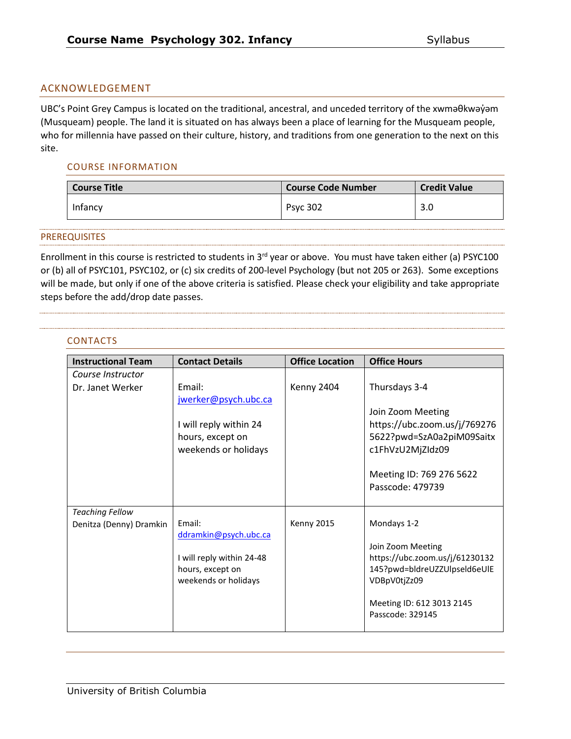# Course Name Psychology 302. Infancy

Syllabus

## ACKNOWLEDGEMENT

UBC's Point Grey Campus is located on the traditional, ancestral, and unceded territory of the xwməθkwəy̓əm (Musqueam) people. The land it is situated on has always been a place of learning for the Musqueam people, who for millennia have passed on their culture, history, and traditions from one generation to the next on this site.

### COURSE INFORMATION

| Course Title | Course Code Number | Credit Value |
|---|---|---|
| Infancy | Psyc 302 | 3.0 |

## PREREQUISITES

Enrollment in this course is restricted to students in 3rd year or above. You must have taken either (a) PSYC100 or (b) all of PSYC101, PSYC102, or (c) six credits of 200-level Psychology (but not 205 or 263). Some exceptions will be made, but only if one of the above criteria is satisfied. Please check your eligibility and take appropriate steps before the add/drop date passes.

### CONTACTS

| Instructional Team | Contact Details | Office Location | Office Hours |
|---|---|---|---|
| *Course Instructor*<br>Dr. Janet Werker | Email: jwerker@psych.ubc.ca<br><br>I will reply within 24 hours, except on weekends or holidays | Kenny 2404 | Thursdays 3-4<br><br>Join Zoom Meeting https://ubc.zoom.us/j/7692765622?pwd=SzA0a2piM09Saitxc1FhVzU2MjZIdz09<br><br>Meeting ID: 769 276 5622<br>Passcode: 479739 |
| *Teaching Fellow*<br>Denitza (Denny) Dramkin | Email: ddramkin@psych.ubc.ca<br><br>I will reply within 24-48 hours, except on weekends or holidays | Kenny 2015 | Mondays 1-2<br><br>Join Zoom Meeting https://ubc.zoom.us/j/61230132145?pwd=bldreUZZUlpseld6eUlEVDBpV0tjZz09<br><br>Meeting ID: 612 3013 2145<br>Passcode: 329145 |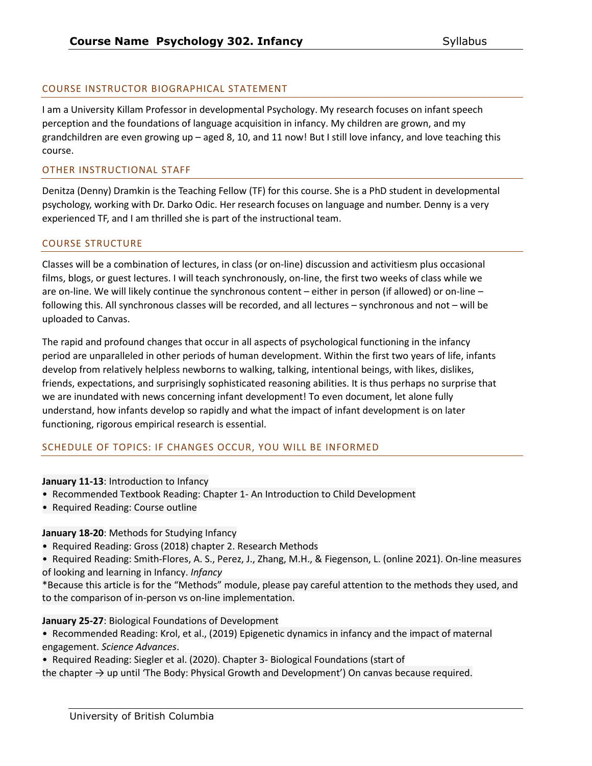## COURSE INSTRUCTOR BIOGRAPHICAL STATEMENT

I am a University Killam Professor in developmental Psychology. My research focuses on infant speech perception and the foundations of language acquisition in infancy. My children are grown, and my grandchildren are even growing up – aged 8, 10, and 11 now! But I still love infancy, and love teaching this course.

## OTHER INSTRUCTIONAL STAFF

Denitza (Denny) Dramkin is the Teaching Fellow (TF) for this course. She is a PhD student in developmental psychology, working with Dr. Darko Odic. Her research focuses on language and number. Denny is a very experienced TF, and I am thrilled she is part of the instructional team.

## COURSE STRUCTURE

Classes will be a combination of lectures, in class (or on-line) discussion and activitiesm plus occasional films, blogs, or guest lectures. I will teach synchronously, on-line, the first two weeks of class while we are on-line. We will likely continue the synchronous content – either in person (if allowed) or on-line – following this. All synchronous classes will be recorded, and all lectures – synchronous and not – will be uploaded to Canvas.

The rapid and profound changes that occur in all aspects of psychological functioning in the infancy period are unparalleled in other periods of human development. Within the first two years of life, infants develop from relatively helpless newborns to walking, talking, intentional beings, with likes, dislikes, friends, expectations, and surprisingly sophisticated reasoning abilities. It is thus perhaps no surprise that we are inundated with news concerning infant development! To even document, let alone fully understand, how infants develop so rapidly and what the impact of infant development is on later functioning, rigorous empirical research is essential.

## SCHEDULE OF TOPICS: IF CHANGES OCCUR, YOU WILL BE INFORMED

**January 11-13**: Introduction to Infancy
- Recommended Textbook Reading: Chapter 1- An Introduction to Child Development
- Required Reading: Course outline

**January 18-20**: Methods for Studying Infancy
- Required Reading: Gross (2018) chapter 2. Research Methods
- Required Reading: Smith-Flores, A. S., Perez, J., Zhang, M.H., & Fiegenson, L. (online 2021). On-line measures of looking and learning in Infancy. *Infancy*

*Because this article is for the "Methods" module, please pay careful attention to the methods they used, and to the comparison of in-person vs on-line implementation.

**January 25-27**: Biological Foundations of Development
- Recommended Reading: Krol, et al., (2019) Epigenetic dynamics in infancy and the impact of maternal engagement. *Science Advances*.
- Required Reading: Siegler et al. (2020). Chapter 3- Biological Foundations (start of the chapter → up until 'The Body: Physical Growth and Development') On canvas because required.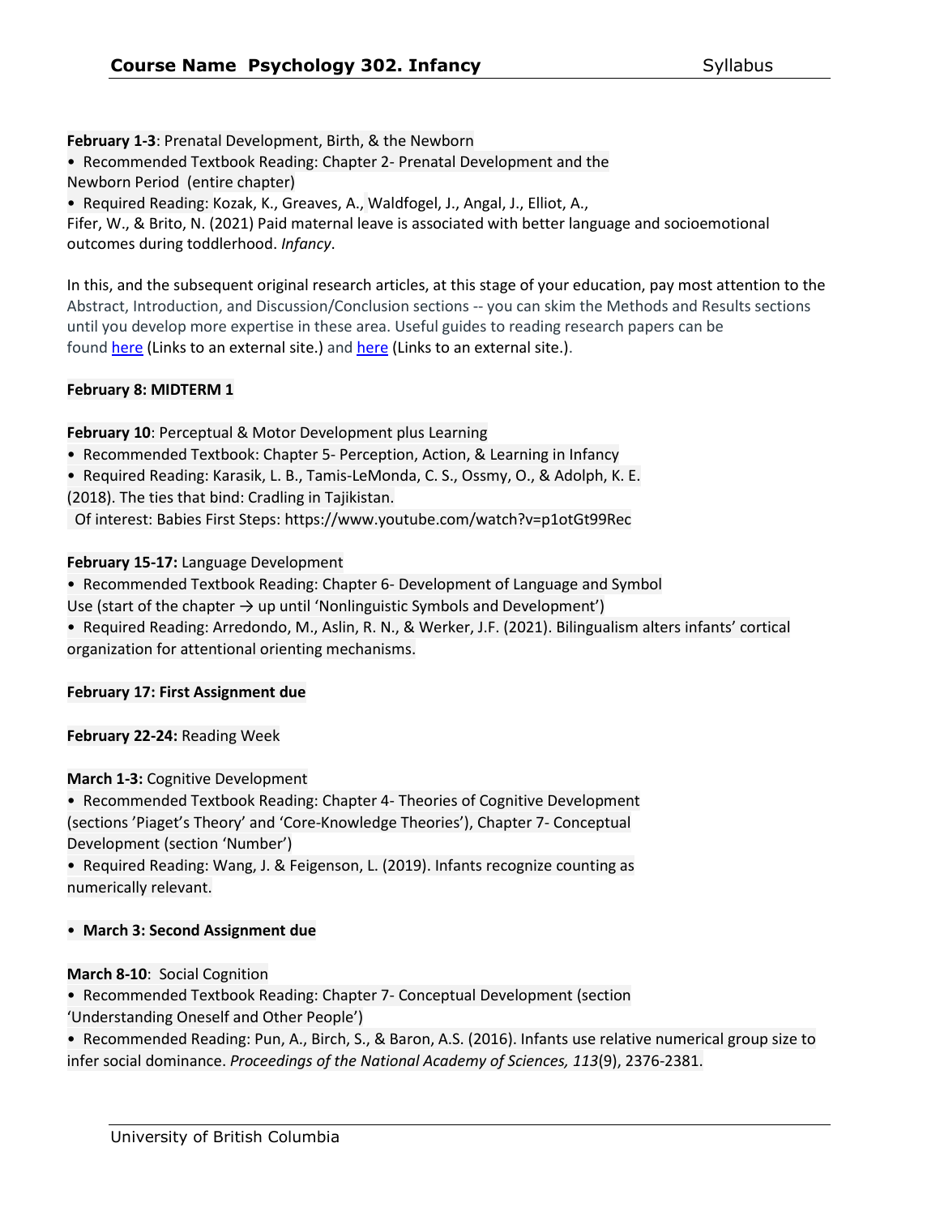**February 1-3**: Prenatal Development, Birth, & the Newborn

- Recommended Textbook Reading: Chapter 2- Prenatal Development and the Newborn Period (entire chapter)
- Required Reading: Kozak, K., Greaves, A., Waldfogel, J., Angal, J., Elliot, A., Fifer, W., & Brito, N. (2021) Paid maternal leave is associated with better language and socioemotional outcomes during toddlerhood. *Infancy*.

In this, and the subsequent original research articles, at this stage of your education, pay most attention to the Abstract, Introduction, and Discussion/Conclusion sections -- you can skim the Methods and Results sections until you develop more expertise in these area. Useful guides to reading research papers can be found here (Links to an external site.) and here (Links to an external site.).

**February 8: MIDTERM 1**

**February 10**: Perceptual & Motor Development plus Learning

- Recommended Textbook: Chapter 5- Perception, Action, & Learning in Infancy
- Required Reading: Karasik, L. B., Tamis-LeMonda, C. S., Ossmy, O., & Adolph, K. E. (2018). The ties that bind: Cradling in Tajikistan.

Of interest: Babies First Steps: https://www.youtube.com/watch?v=p1otGt99Rec

**February 15-17:** Language Development

- Recommended Textbook Reading: Chapter 6- Development of Language and Symbol Use (start of the chapter → up until 'Nonlinguistic Symbols and Development')
- Required Reading: Arredondo, M., Aslin, R. N., & Werker, J.F. (2021). Bilingualism alters infants' cortical organization for attentional orienting mechanisms.

**February 17: First Assignment due**

**February 22-24:** Reading Week

**March 1-3:** Cognitive Development

- Recommended Textbook Reading: Chapter 4- Theories of Cognitive Development (sections 'Piaget's Theory' and 'Core-Knowledge Theories'), Chapter 7- Conceptual Development (section 'Number')
- Required Reading: Wang, J. & Feigenson, L. (2019). Infants recognize counting as numerically relevant.

- **March 3: Second Assignment due**

**March 8-10**: Social Cognition

- Recommended Textbook Reading: Chapter 7- Conceptual Development (section 'Understanding Oneself and Other People')
- Recommended Reading: Pun, A., Birch, S., & Baron, A.S. (2016). Infants use relative numerical group size to infer social dominance. *Proceedings of the National Academy of Sciences, 113*(9), 2376-2381.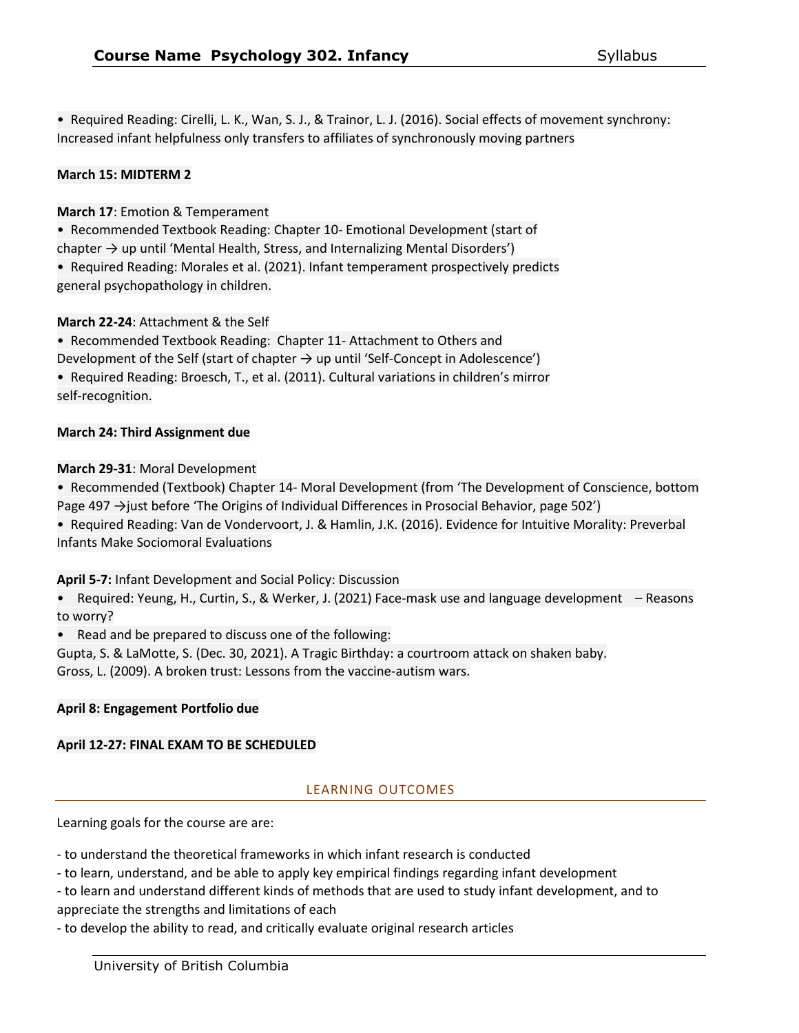• Required Reading: Cirelli, L. K., Wan, S. J., & Trainor, L. J. (2016). Social effects of movement synchrony: Increased infant helpfulness only transfers to affiliates of synchronously moving partners

**March 15: MIDTERM 2**

**March 17**: Emotion & Temperament

• Recommended Textbook Reading: Chapter 10- Emotional Development (start of chapter → up until 'Mental Health, Stress, and Internalizing Mental Disorders')

• Required Reading: Morales et al. (2021). Infant temperament prospectively predicts general psychopathology in children.

**March 22-24**: Attachment & the Self

• Recommended Textbook Reading: Chapter 11- Attachment to Others and Development of the Self (start of chapter → up until 'Self-Concept in Adolescence')

• Required Reading: Broesch, T., et al. (2011). Cultural variations in children's mirror self-recognition.

**March 24: Third Assignment due**

**March 29-31**: Moral Development

• Recommended (Textbook) Chapter 14- Moral Development (from 'The Development of Conscience, bottom Page 497 →just before 'The Origins of Individual Differences in Prosocial Behavior, page 502')

• Required Reading: Van de Vondervoort, J. & Hamlin, J.K. (2016). Evidence for Intuitive Morality: Preverbal Infants Make Sociomoral Evaluations

**April 5-7:** Infant Development and Social Policy: Discussion

• Required: Yeung, H., Curtin, S., & Werker, J. (2021) Face-mask use and language development – Reasons to worry?

• Read and be prepared to discuss one of the following:

Gupta, S. & LaMotte, S. (Dec. 30, 2021). A Tragic Birthday: a courtroom attack on shaken baby.

Gross, L. (2009). A broken trust: Lessons from the vaccine-autism wars.

**April 8: Engagement Portfolio due**

**April 12-27: FINAL EXAM TO BE SCHEDULED**

## LEARNING OUTCOMES

Learning goals for the course are are:

- to understand the theoretical frameworks in which infant research is conducted
- to learn, understand, and be able to apply key empirical findings regarding infant development
- to learn and understand different kinds of methods that are used to study infant development, and to appreciate the strengths and limitations of each
- to develop the ability to read, and critically evaluate original research articles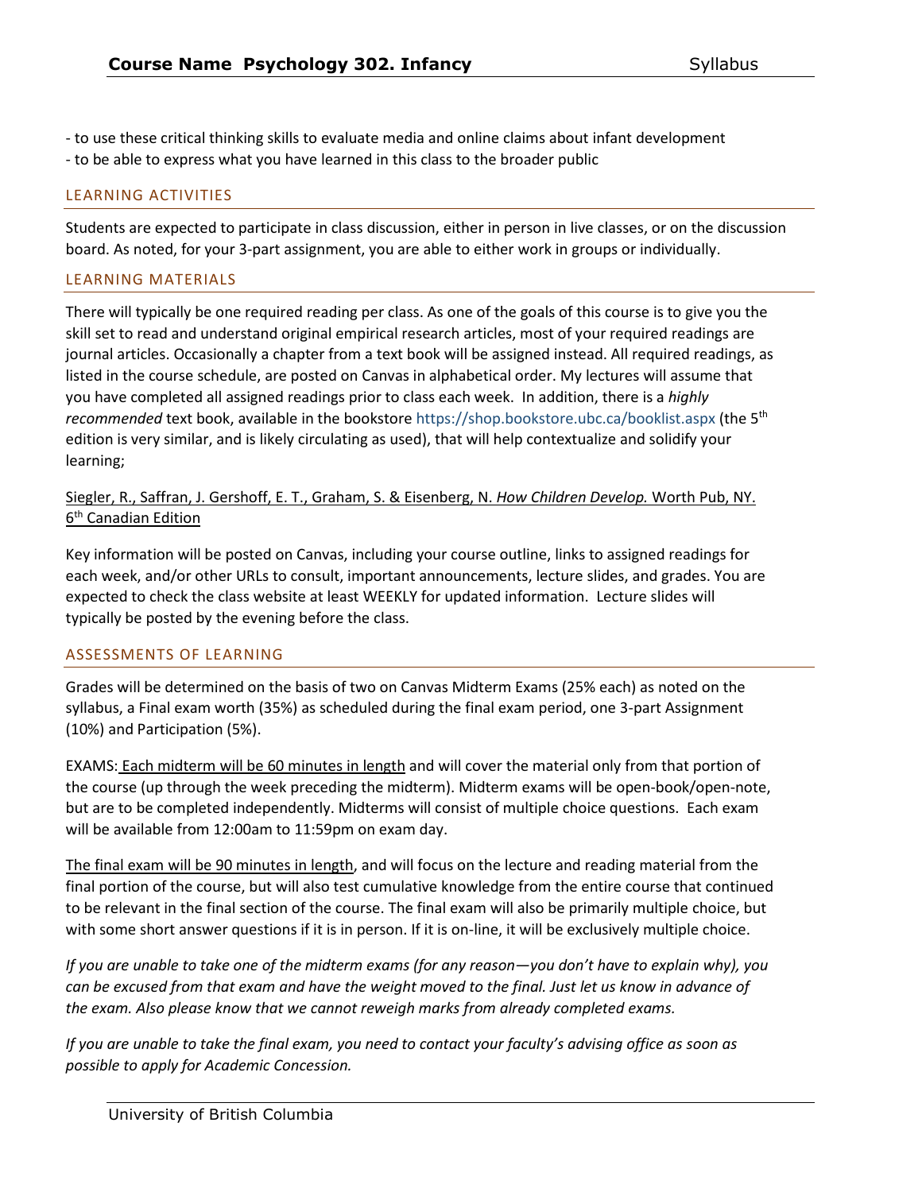- to use these critical thinking skills to evaluate media and online claims about infant development
- to be able to express what you have learned in this class to the broader public

## LEARNING ACTIVITIES

Students are expected to participate in class discussion, either in person in live classes, or on the discussion board. As noted, for your 3-part assignment, you are able to either work in groups or individually.

## LEARNING MATERIALS

There will typically be one required reading per class. As one of the goals of this course is to give you the skill set to read and understand original empirical research articles, most of your required readings are journal articles. Occasionally a chapter from a text book will be assigned instead. All required readings, as listed in the course schedule, are posted on Canvas in alphabetical order. My lectures will assume that you have completed all assigned readings prior to class each week. In addition, there is a *highly recommended* text book, available in the bookstore https://shop.bookstore.ubc.ca/booklist.aspx (the 5th edition is very similar, and is likely circulating as used), that will help contextualize and solidify your learning;

Siegler, R., Saffran, J. Gershoff, E. T., Graham, S. & Eisenberg, N. *How Children Develop.* Worth Pub, NY. 6th Canadian Edition

Key information will be posted on Canvas, including your course outline, links to assigned readings for each week, and/or other URLs to consult, important announcements, lecture slides, and grades. You are expected to check the class website at least WEEKLY for updated information. Lecture slides will typically be posted by the evening before the class.

## ASSESSMENTS OF LEARNING

Grades will be determined on the basis of two on Canvas Midterm Exams (25% each) as noted on the syllabus, a Final exam worth (35%) as scheduled during the final exam period, one 3-part Assignment (10%) and Participation (5%).

EXAMS: Each midterm will be 60 minutes in length and will cover the material only from that portion of the course (up through the week preceding the midterm). Midterm exams will be open-book/open-note, but are to be completed independently. Midterms will consist of multiple choice questions. Each exam will be available from 12:00am to 11:59pm on exam day.

The final exam will be 90 minutes in length, and will focus on the lecture and reading material from the final portion of the course, but will also test cumulative knowledge from the entire course that continued to be relevant in the final section of the course. The final exam will also be primarily multiple choice, but with some short answer questions if it is in person. If it is on-line, it will be exclusively multiple choice.

*If you are unable to take one of the midterm exams (for any reason—you don't have to explain why), you can be excused from that exam and have the weight moved to the final. Just let us know in advance of the exam. Also please know that we cannot reweigh marks from already completed exams.*

*If you are unable to take the final exam, you need to contact your faculty's advising office as soon as possible to apply for Academic Concession.*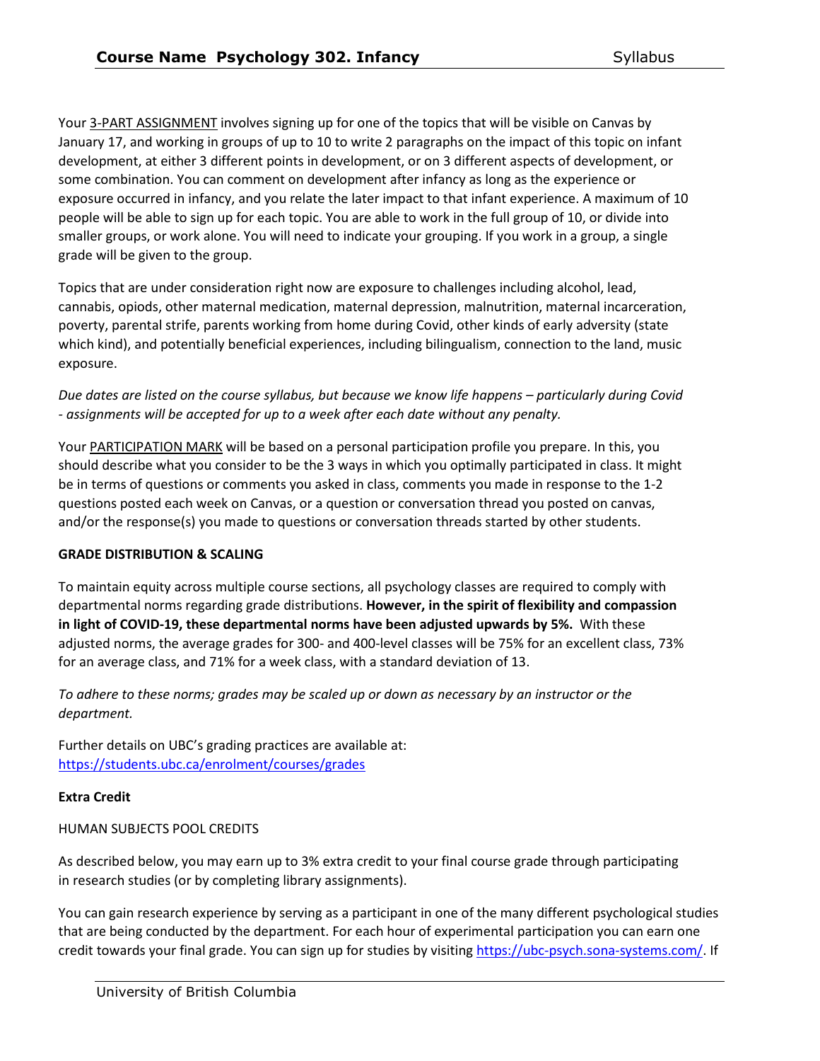Your <u>3-PART ASSIGNMENT</u> involves signing up for one of the topics that will be visible on Canvas by January 17, and working in groups of up to 10 to write 2 paragraphs on the impact of this topic on infant development, at either 3 different points in development, or on 3 different aspects of development, or some combination. You can comment on development after infancy as long as the experience or exposure occurred in infancy, and you relate the later impact to that infant experience. A maximum of 10 people will be able to sign up for each topic. You are able to work in the full group of 10, or divide into smaller groups, or work alone. You will need to indicate your grouping. If you work in a group, a single grade will be given to the group.

Topics that are under consideration right now are exposure to challenges including alcohol, lead, cannabis, opiods, other maternal medication, maternal depression, malnutrition, maternal incarceration, poverty, parental strife, parents working from home during Covid, other kinds of early adversity (state which kind), and potentially beneficial experiences, including bilingualism, connection to the land, music exposure.

*Due dates are listed on the course syllabus, but because we know life happens – particularly during Covid - assignments will be accepted for up to a week after each date without any penalty.*

Your <u>PARTICIPATION MARK</u> will be based on a personal participation profile you prepare. In this, you should describe what you consider to be the 3 ways in which you optimally participated in class. It might be in terms of questions or comments you asked in class, comments you made in response to the 1-2 questions posted each week on Canvas, or a question or conversation thread you posted on canvas, and/or the response(s) you made to questions or conversation threads started by other students.

**GRADE DISTRIBUTION & SCALING**

To maintain equity across multiple course sections, all psychology classes are required to comply with departmental norms regarding grade distributions. **However, in the spirit of flexibility and compassion in light of COVID-19, these departmental norms have been adjusted upwards by 5%.** With these adjusted norms, the average grades for 300- and 400-level classes will be 75% for an excellent class, 73% for an average class, and 71% for a week class, with a standard deviation of 13.

*To adhere to these norms; grades may be scaled up or down as necessary by an instructor or the department.*

Further details on UBC's grading practices are available at:
https://students.ubc.ca/enrolment/courses/grades

**Extra Credit**

HUMAN SUBJECTS POOL CREDITS

As described below, you may earn up to 3% extra credit to your final course grade through participating in research studies (or by completing library assignments).

You can gain research experience by serving as a participant in one of the many different psychological studies that are being conducted by the department. For each hour of experimental participation you can earn one credit towards your final grade. You can sign up for studies by visiting https://ubc-psych.sona-systems.com/. If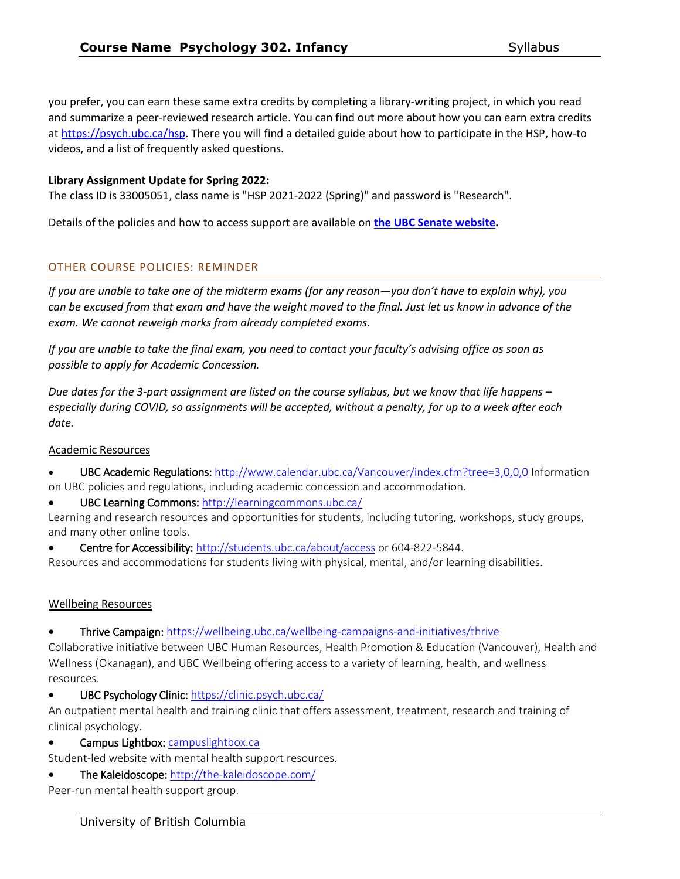you prefer, you can earn these same extra credits by completing a library-writing project, in which you read and summarize a peer-reviewed research article. You can find out more about how you can earn extra credits at https://psych.ubc.ca/hsp. There you will find a detailed guide about how to participate in the HSP, how-to videos, and a list of frequently asked questions.

**Library Assignment Update for Spring 2022:**
The class ID is 33005051, class name is "HSP 2021-2022 (Spring)" and password is "Research".

Details of the policies and how to access support are available on **the UBC Senate website.**

## OTHER COURSE POLICIES: REMINDER

*If you are unable to take one of the midterm exams (for any reason—you don't have to explain why), you can be excused from that exam and have the weight moved to the final. Just let us know in advance of the exam. We cannot reweigh marks from already completed exams.*

*If you are unable to take the final exam, you need to contact your faculty's advising office as soon as possible to apply for Academic Concession.*

*Due dates for the 3-part assignment are listed on the course syllabus, but we know that life happens – especially during COVID, so assignments will be accepted, without a penalty, for up to a week after each date.*

### Academic Resources

- UBC Academic Regulations: http://www.calendar.ubc.ca/Vancouver/index.cfm?tree=3,0,0,0 Information on UBC policies and regulations, including academic concession and accommodation.
- UBC Learning Commons: http://learningcommons.ubc.ca/
Learning and research resources and opportunities for students, including tutoring, workshops, study groups, and many other online tools.
- Centre for Accessibility: http://students.ubc.ca/about/access or 604-822-5844.
Resources and accommodations for students living with physical, mental, and/or learning disabilities.

### Wellbeing Resources

- Thrive Campaign: https://wellbeing.ubc.ca/wellbeing-campaigns-and-initiatives/thrive
Collaborative initiative between UBC Human Resources, Health Promotion & Education (Vancouver), Health and Wellness (Okanagan), and UBC Wellbeing offering access to a variety of learning, health, and wellness resources.
- UBC Psychology Clinic: https://clinic.psych.ubc.ca/
An outpatient mental health and training clinic that offers assessment, treatment, research and training of clinical psychology.
- Campus Lightbox: campuslightbox.ca
Student-led website with mental health support resources.
- The Kaleidoscope: http://the-kaleidoscope.com/
Peer-run mental health support group.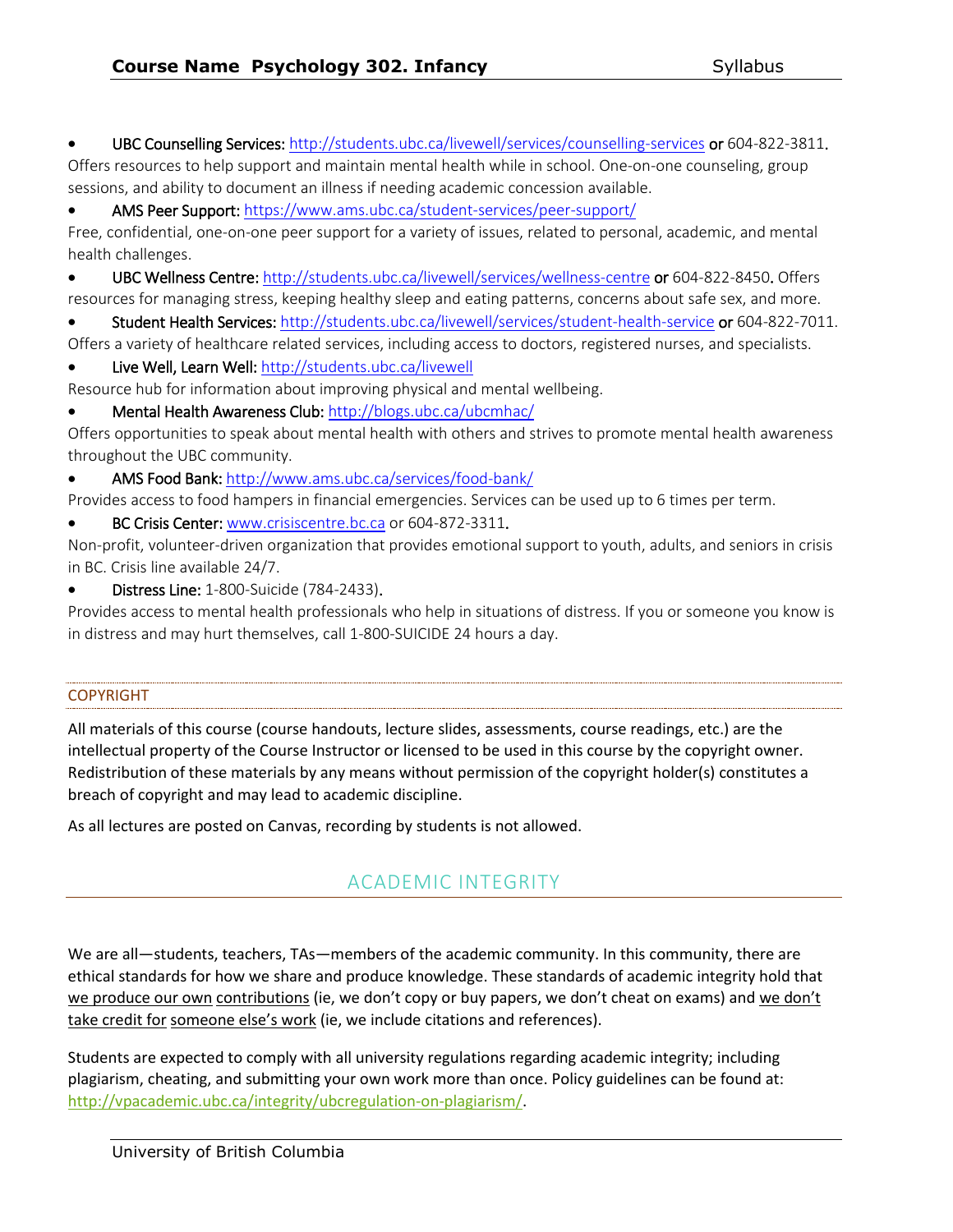- **UBC Counselling Services:** http://students.ubc.ca/livewell/services/counselling-services **or** 604-822-3811.

Offers resources to help support and maintain mental health while in school. One-on-one counseling, group sessions, and ability to document an illness if needing academic concession available.

- **AMS Peer Support:** https://www.ams.ubc.ca/student-services/peer-support/

Free, confidential, one-on-one peer support for a variety of issues, related to personal, academic, and mental health challenges.

- **UBC Wellness Centre:** http://students.ubc.ca/livewell/services/wellness-centre **or** 604-822-8450. Offers resources for managing stress, keeping healthy sleep and eating patterns, concerns about safe sex, and more.

- **Student Health Services:** http://students.ubc.ca/livewell/services/student-health-service **or** 604-822-7011.

Offers a variety of healthcare related services, including access to doctors, registered nurses, and specialists.

- **Live Well, Learn Well:** http://students.ubc.ca/livewell

Resource hub for information about improving physical and mental wellbeing.

- **Mental Health Awareness Club:** http://blogs.ubc.ca/ubcmhac/

Offers opportunities to speak about mental health with others and strives to promote mental health awareness throughout the UBC community.

- **AMS Food Bank:** http://www.ams.ubc.ca/services/food-bank/

Provides access to food hampers in financial emergencies. Services can be used up to 6 times per term.

- **BC Crisis Center:** www.crisiscentre.bc.ca or 604-872-3311.

Non-profit, volunteer-driven organization that provides emotional support to youth, adults, and seniors in crisis in BC. Crisis line available 24/7.

- **Distress Line:** 1-800-Suicide (784-2433).

Provides access to mental health professionals who help in situations of distress. If you or someone you know is in distress and may hurt themselves, call 1-800-SUICIDE 24 hours a day.

### COPYRIGHT

All materials of this course (course handouts, lecture slides, assessments, course readings, etc.) are the intellectual property of the Course Instructor or licensed to be used in this course by the copyright owner. Redistribution of these materials by any means without permission of the copyright holder(s) constitutes a breach of copyright and may lead to academic discipline.

As all lectures are posted on Canvas, recording by students is not allowed.

## ACADEMIC INTEGRITY

We are all—students, teachers, TAs—members of the academic community. In this community, there are ethical standards for how we share and produce knowledge. These standards of academic integrity hold that <u>we produce our own contributions</u> (ie, we don't copy or buy papers, we don't cheat on exams) and <u>we don't take credit for someone else's work</u> (ie, we include citations and references).

Students are expected to comply with all university regulations regarding academic integrity; including plagiarism, cheating, and submitting your own work more than once. Policy guidelines can be found at: http://vpacademic.ubc.ca/integrity/ubcregulation-on-plagiarism/.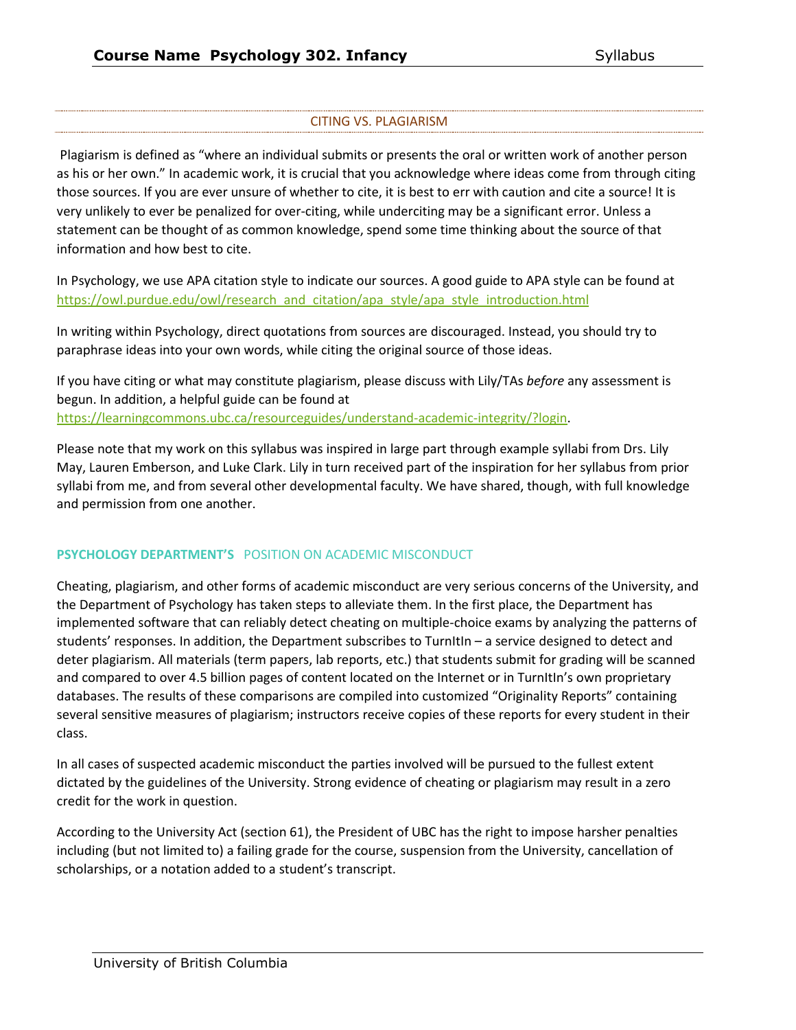## CITING VS. PLAGIARISM

Plagiarism is defined as "where an individual submits or presents the oral or written work of another person as his or her own." In academic work, it is crucial that you acknowledge where ideas come from through citing those sources. If you are ever unsure of whether to cite, it is best to err with caution and cite a source! It is very unlikely to ever be penalized for over-citing, while underciting may be a significant error. Unless a statement can be thought of as common knowledge, spend some time thinking about the source of that information and how best to cite.

In Psychology, we use APA citation style to indicate our sources. A good guide to APA style can be found at https://owl.purdue.edu/owl/research_and_citation/apa_style/apa_style_introduction.html

In writing within Psychology, direct quotations from sources are discouraged. Instead, you should try to paraphrase ideas into your own words, while citing the original source of those ideas.

If you have citing or what may constitute plagiarism, please discuss with Lily/TAs *before* any assessment is begun. In addition, a helpful guide can be found at https://learningcommons.ubc.ca/resourceguides/understand-academic-integrity/?login.

Please note that my work on this syllabus was inspired in large part through example syllabi from Drs. Lily May, Lauren Emberson, and Luke Clark. Lily in turn received part of the inspiration for her syllabus from prior syllabi from me, and from several other developmental faculty. We have shared, though, with full knowledge and permission from one another.

## **PSYCHOLOGY DEPARTMENT'S** POSITION ON ACADEMIC MISCONDUCT

Cheating, plagiarism, and other forms of academic misconduct are very serious concerns of the University, and the Department of Psychology has taken steps to alleviate them. In the first place, the Department has implemented software that can reliably detect cheating on multiple-choice exams by analyzing the patterns of students' responses. In addition, the Department subscribes to TurnItIn – a service designed to detect and deter plagiarism. All materials (term papers, lab reports, etc.) that students submit for grading will be scanned and compared to over 4.5 billion pages of content located on the Internet or in TurnItIn's own proprietary databases. The results of these comparisons are compiled into customized "Originality Reports" containing several sensitive measures of plagiarism; instructors receive copies of these reports for every student in their class.

In all cases of suspected academic misconduct the parties involved will be pursued to the fullest extent dictated by the guidelines of the University. Strong evidence of cheating or plagiarism may result in a zero credit for the work in question.

According to the University Act (section 61), the President of UBC has the right to impose harsher penalties including (but not limited to) a failing grade for the course, suspension from the University, cancellation of scholarships, or a notation added to a student's transcript.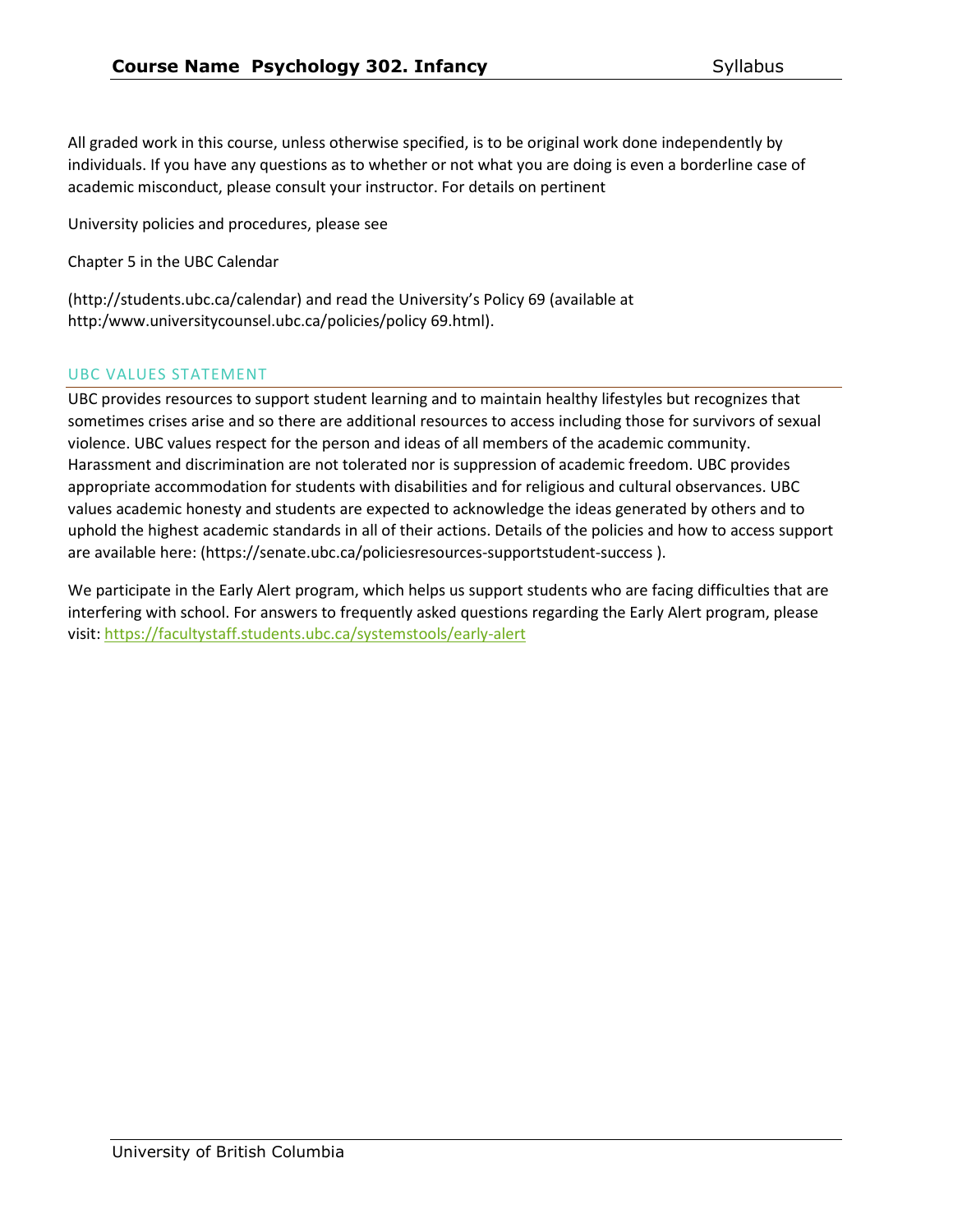All graded work in this course, unless otherwise specified, is to be original work done independently by individuals. If you have any questions as to whether or not what you are doing is even a borderline case of academic misconduct, please consult your instructor. For details on pertinent

University policies and procedures, please see

Chapter 5 in the UBC Calendar

(http://students.ubc.ca/calendar) and read the University's Policy 69 (available at http:/www.universitycounsel.ubc.ca/policies/policy 69.html).

## UBC VALUES STATEMENT

UBC provides resources to support student learning and to maintain healthy lifestyles but recognizes that sometimes crises arise and so there are additional resources to access including those for survivors of sexual violence. UBC values respect for the person and ideas of all members of the academic community. Harassment and discrimination are not tolerated nor is suppression of academic freedom. UBC provides appropriate accommodation for students with disabilities and for religious and cultural observances. UBC values academic honesty and students are expected to acknowledge the ideas generated by others and to uphold the highest academic standards in all of their actions. Details of the policies and how to access support are available here: (https://senate.ubc.ca/policiesresources-supportstudent-success ).

We participate in the Early Alert program, which helps us support students who are facing difficulties that are interfering with school. For answers to frequently asked questions regarding the Early Alert program, please visit: https://facultystaff.students.ubc.ca/systemstools/early-alert